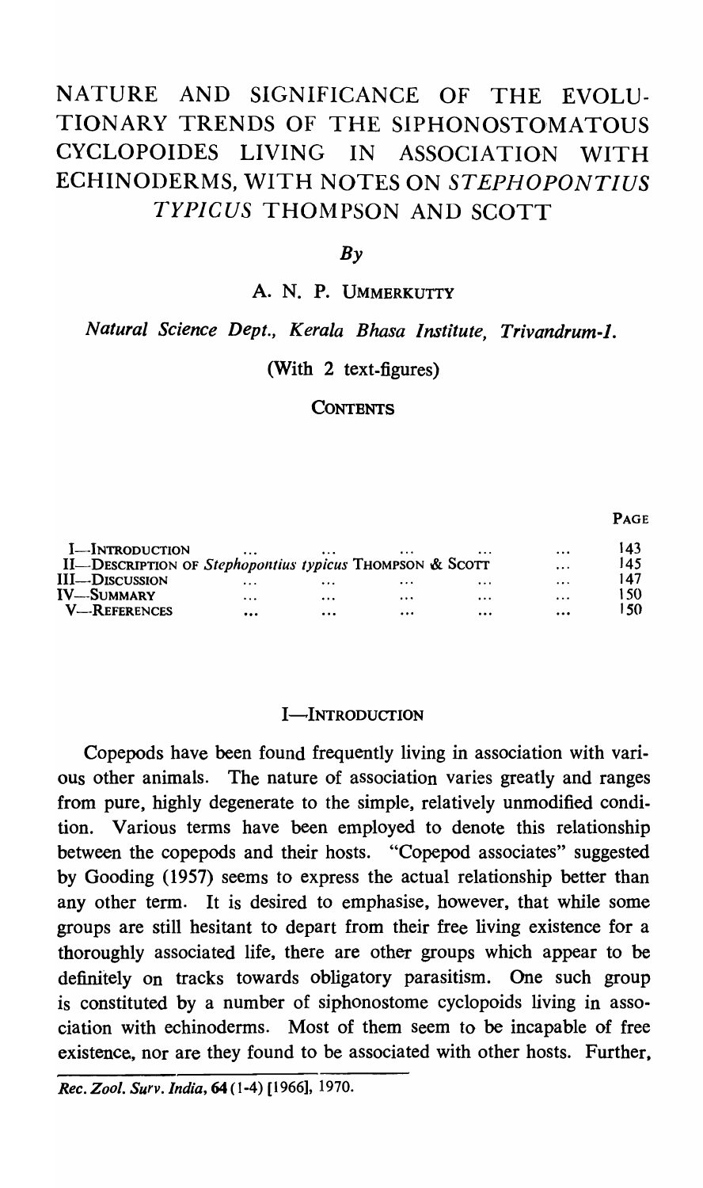# NATURE AND SIGNIFICANCE OF THE EVOLUTIONARY TRENDS OF THE SIPHONOSTOMATOUS CYCLOPOIDES LIVING IN ASSOCIATION WITH ECHINODERMS, WITH NOTES ON *STEPHOPONTIUS TYPICUS* THOMPSON AND SCOTT

*By*

A. N. P. UMMERKUTTY

*Natural Science Dept., Kerala Bhasa Institute, Trivandrum-1.*

(With 2 text-figures)

CONTENTS

| | PAGE |
|---|---|
| I—INTRODUCTION ... ... ... ... ... | 143 |
| II—DESCRIPTION OF *Stephopontius typicus* THOMPSON & SCOTT ... | 145 |
| III—DISCUSSION ... ... ... ... ... | 147 |
| IV—SUMMARY ... ... ... ... ... | 150 |
| V—REFERENCES ... ... ... ... ... | 150 |

## I—INTRODUCTION

Copepods have been found frequently living in association with various other animals. The nature of association varies greatly and ranges from pure, highly degenerate to the simple, relatively unmodified condition. Various terms have been employed to denote this relationship between the copepods and their hosts. "Copepod associates" suggested by Gooding (1957) seems to express the actual relationship better than any other term. It is desired to emphasise, however, that while some groups are still hesitant to depart from their free living existence for a thoroughly associated life, there are other groups which appear to be definitely on tracks towards obligatory parasitism. One such group is constituted by a number of siphonostome cyclopoids living in association with echinoderms. Most of them seem to be incapable of free existence, nor are they found to be associated with other hosts. Further,

*Rec. Zool. Surv. India*, **64** (1-4) [1966], 1970.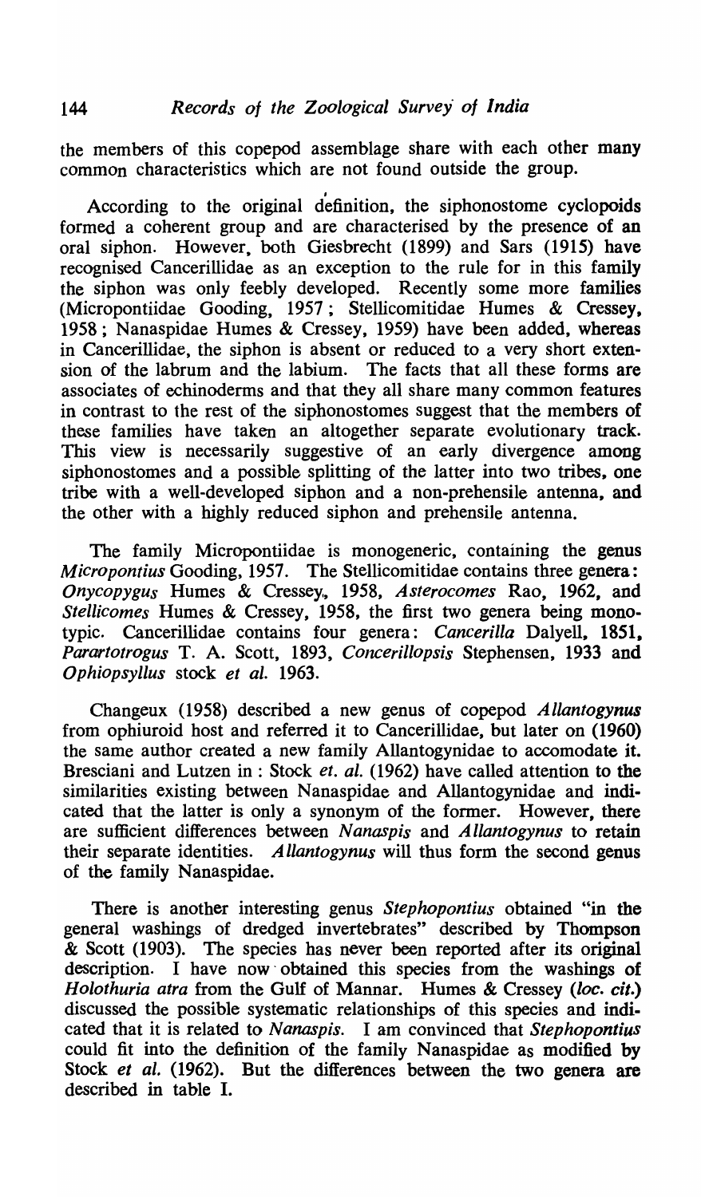the members of this copepod assemblage share with each other many common characteristics which are not found outside the group.

According to the original definition, the siphonostome cyclopoids formed a coherent group and are characterised by the presence of an oral siphon. However, both Giesbrecht (1899) and Sars (1915) have recognised Cancerillidae as an exception to the rule for in this family the siphon was only feebly developed. Recently some more families (Micropontiidae Gooding, 1957; Stellicomitidae Humes & Cressey, 1958; Nanaspidae Humes & Cressey, 1959) have been added, whereas in Cancerillidae, the siphon is absent or reduced to a very short extension of the labrum and the labium. The facts that all these forms are associates of echinoderms and that they all share many common features in contrast to the rest of the siphonostomes suggest that the members of these families have taken an altogether separate evolutionary track. This view is necessarily suggestive of an early divergence among siphonostomes and a possible splitting of the latter into two tribes, one tribe with a well-developed siphon and a non-prehensile antenna, and the other with a highly reduced siphon and prehensile antenna.

The family Micropontiidae is monogeneric, containing the genus *Micropontius* Gooding, 1957. The Stellicomitidae contains three genera: *Onycopygus* Humes & Cressey, 1958, *Asterocomes* Rao, 1962, and *Stellicomes* Humes & Cressey, 1958, the first two genera being monotypic. Cancerillidae contains four genera: *Cancerilla* Dalyell, 1851, *Parartotrogus* T. A. Scott, 1893, *Concerillopsis* Stephensen, 1933 and *Ophiopsyllus* stock *et al.* 1963.

Changeux (1958) described a new genus of copepod *Allantogynus* from ophiuroid host and referred it to Cancerillidae, but later on (1960) the same author created a new family Allantogynidae to accomodate it. Bresciani and Lutzen in : Stock *et. al.* (1962) have called attention to the similarities existing between Nanaspidae and Allantogynidae and indicated that the latter is only a synonym of the former. However, there are sufficient differences between *Nanaspis* and *Allantogynus* to retain their separate identities. *Allantogynus* will thus form the second genus of the family Nanaspidae.

There is another interesting genus *Stephopontius* obtained "in the general washings of dredged invertebrates" described by Thompson & Scott (1903). The species has never been reported after its original description. I have now obtained this species from the washings of *Holothuria atra* from the Gulf of Mannar. Humes & Cressey (*loc. cit.*) discussed the possible systematic relationships of this species and indicated that it is related to *Nanaspis*. I am convinced that *Stephopontius* could fit into the definition of the family Nanaspidae as modified by Stock *et al.* (1962). But the differences between the two genera are described in table I.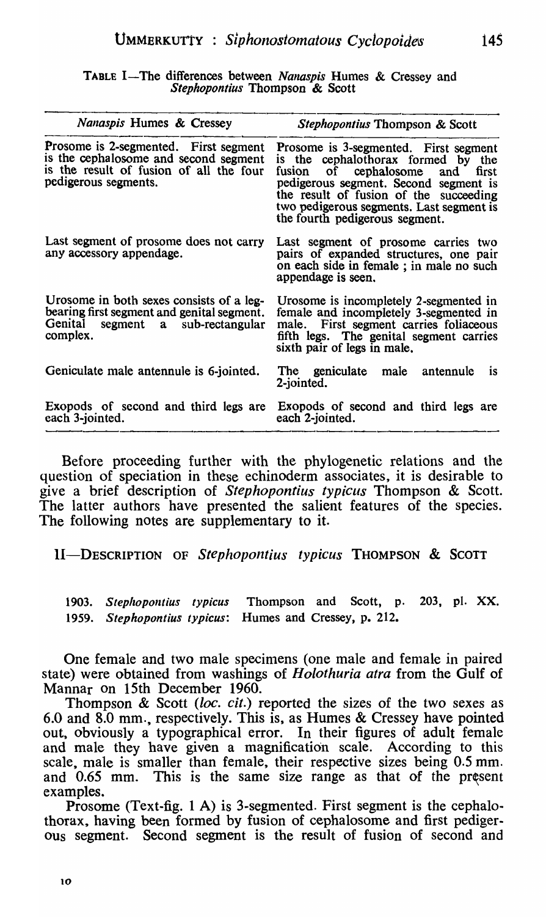TABLE I—The differences between *Nanaspis* Humes & Cressey and *Stephopontius* Thompson & Scott

| *Nanaspis* Humes & Cressey | *Stephopontius* Thompson & Scott |
|---|---|
| Prosome is 2-segmented. First segment is the cephalosome and second segment is the result of fusion of all the four pedigerous segments. | Prosome is 3-segmented. First segment is the cephalothorax formed by the fusion of cephalosome and first pedigerous segment. Second segment is the result of fusion of the succeeding two pedigerous segments. Last segment is the fourth pedigerous segment. |
| Last segment of prosome does not carry any accessory appendage. | Last segment of prosome carries two pairs of expanded structures, one pair on each side in female ; in male no such appendage is seen. |
| Urosome in both sexes consists of a leg-bearing first segment and genital segment. Genital segment a sub-rectangular complex. | Urosome is incompletely 2-segmented in female and incompletely 3-segmented in male. First segment carries foliaceous fifth legs. The genital segment carries sixth pair of legs in male. |
| Geniculate male antennule is 6-jointed. | The geniculate male antennule is 2-jointed. |
| Exopods of second and third legs are each 3-jointed. | Exopods of second and third legs are each 2-jointed. |

Before proceeding further with the phylogenetic relations and the question of speciation in these echinoderm associates, it is desirable to give a brief description of *Stephopontius typicus* Thompson & Scott. The latter authors have presented the salient features of the species. The following notes are supplementary to it.

## II—DESCRIPTION OF *Stephopontius typicus* THOMPSON & SCOTT

1903. *Stephopontius typicus* Thompson and Scott, p. 203, pl. XX.
1959. *Stephopontius typicus*: Humes and Cressey, p. 212.

One female and two male specimens (one male and female in paired state) were obtained from washings of *Holothuria atra* from the Gulf of Mannar on 15th December 1960.

Thompson & Scott (*loc. cit.*) reported the sizes of the two sexes as 6.0 and 8.0 mm., respectively. This is, as Humes & Cressey have pointed out, obviously a typographical error. In their figures of adult female and male they have given a magnification scale. According to this scale, male is smaller than female, their respective sizes being 0.5 mm. and 0.65 mm. This is the same size range as that of the present examples.

Prosome (Text-fig. 1 A) is 3-segmented. First segment is the cephalothorax, having been formed by fusion of cephalosome and first pedigerous segment. Second segment is the result of fusion of second and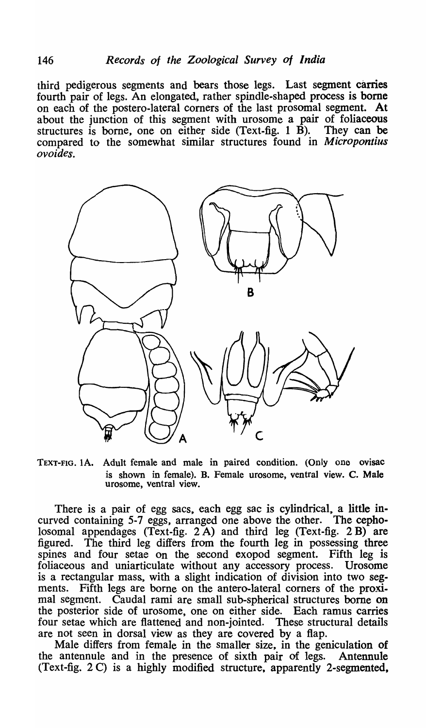third pedigerous segments and bears those legs. Last segment carries fourth pair of legs. An elongated, rather spindle-shaped process is borne on each of the postero-lateral corners of the last prosomal segment. At about the junction of this segment with urosome a pair of foliaceous structures is borne, one on either side (Text-fig. 1 B). They can be compared to the somewhat similar structures found in *Micropontius ovoides*.

TEXT-FIG. 1A. Adult female and male in paired condition. (Only one ovisac is shown in female). B. Female urosome, ventral view. C. Male urosome, ventral view.

There is a pair of egg sacs, each egg sac is cylindrical, a little incurved containing 5-7 eggs, arranged one above the other. The cepholosomal appendages (Text-fig. 2 A) and third leg (Text-fig. 2 B) are figured. The third leg differs from the fourth leg in possessing three spines and four setae on the second exopod segment. Fifth leg is foliaceous and uniarticulate without any accessory process. Urosome is a rectangular mass, with a slight indication of division into two segments. Fifth legs are borne on the antero-lateral corners of the proximal segment. Caudal rami are small sub-spherical structures borne on the posterior side of urosome, one on either side. Each ramus carries four setae which are flattened and non-jointed. These structural details are not seen in dorsal view as they are covered by a flap.

Male differs from female in the smaller size, in the geniculation of the antennule and in the presence of sixth pair of legs. Antennule (Text-fig. 2 C) is a highly modified structure, apparently 2-segmented,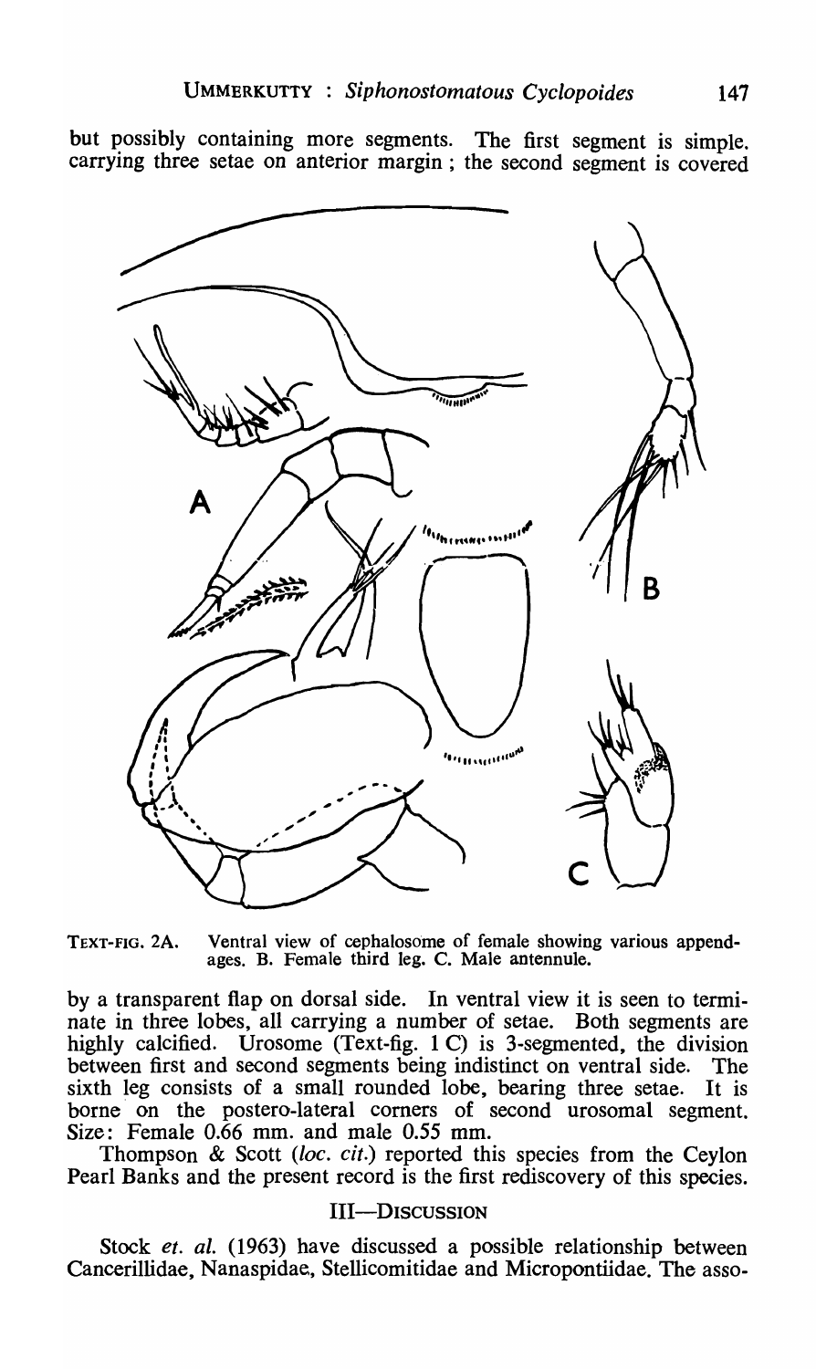but possibly containing more segments. The first segment is simple. carrying three setae on anterior margin ; the second segment is covered

TEXT-FIG. 2A. Ventral view of cephalosome of female showing various appendages. B. Female third leg. C. Male antennule.

by a transparent flap on dorsal side. In ventral view it is seen to terminate in three lobes, all carrying a number of setae. Both segments are highly calcified. Urosome (Text-fig. 1 C) is 3-segmented, the division between first and second segments being indistinct on ventral side. The sixth leg consists of a small rounded lobe, bearing three setae. It is borne on the postero-lateral corners of second urosomal segment. Size: Female 0.66 mm. and male 0.55 mm.

Thompson & Scott (*loc. cit.*) reported this species from the Ceylon Pearl Banks and the present record is the first rediscovery of this species.

## III—DISCUSSION

Stock *et. al.* (1963) have discussed a possible relationship between Cancerillidae, Nanaspidae, Stellicomitidae and Micropontiidae. The asso-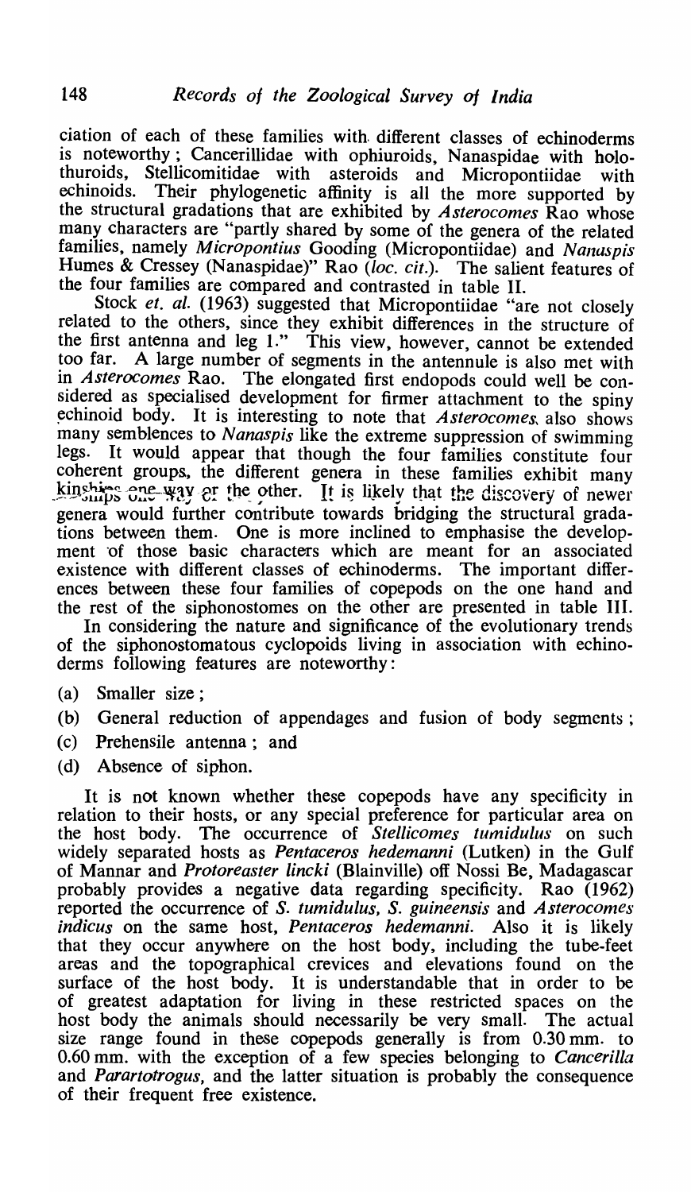ciation of each of these families with different classes of echinoderms is noteworthy; Cancerillidae with ophiuroids, Nanaspidae with holothurids, Stellicomitidae with asteroids and Micropontiidae with echinoids. Their phylogenetic affinity is all the more supported by the structural gradations that are exhibited by *Asterocomes* Rao whose many characters are "partly shared by some of the genera of the related families, namely *Micropontius* Gooding (Micropontiidae) and *Nanaspis* Humes & Cressey (Nanaspidae)" Rao (*loc. cit.*). The salient features of the four families are compared and contrasted in table II.

Stock *et. al.* (1963) suggested that Micropontiidae "are not closely related to the others, since they exhibit differences in the structure of the first antenna and leg 1." This view, however, cannot be extended too far. A large number of segments in the antennule is also met with in *Asterocomes* Rao. The elongated first endopods could well be considered as specialised development for firmer attachment to the spiny echinoid body. It is interesting to note that *Asterocomes* also shows many semblences to *Nanaspis* like the extreme suppression of swimming legs. It would appear that though the four families constitute four coherent groups, the different genera in these families exhibit many kinships one way or the other. It is likely that the discovery of newer genera would further contribute towards bridging the structural gradations between them. One is more inclined to emphasise the development of those basic characters which are meant for an associated existence with different classes of echinoderms. The important differences between these four families of copepods on the one hand and the rest of the siphonostomes on the other are presented in table III.

In considering the nature and significance of the evolutionary trends of the siphonostomatous cyclopoids living in association with echinoderms following features are noteworthy:

(a) Smaller size;

(b) General reduction of appendages and fusion of body segments;

(c) Prehensile antenna; and

(d) Absence of siphon.

It is not known whether these copepods have any specificity in relation to their hosts, or any special preference for particular area on the host body. The occurrence of *Stellicomes tumidulus* on such widely separated hosts as *Pentaceros hedemanni* (Lutken) in the Gulf of Mannar and *Protoreaster lincki* (Blainville) off Nossi Be, Madagascar probably provides a negative data regarding specificity. Rao (1962) reported the occurrence of *S. tumidulus*, *S. guineensis* and *Asterocomes indicus* on the same host, *Pentaceros hedemanni*. Also it is likely that they occur anywhere on the host body, including the tube-feet areas and the topographical crevices and elevations found on the surface of the host body. It is understandable that in order to be of greatest adaptation for living in these restricted spaces on the host body the animals should necessarily be very small. The actual size range found in these copepods generally is from 0.30 mm. to 0.60 mm. with the exception of a few species belonging to *Cancerilla* and *Parartotrogus*, and the latter situation is probably the consequence of their frequent free existence.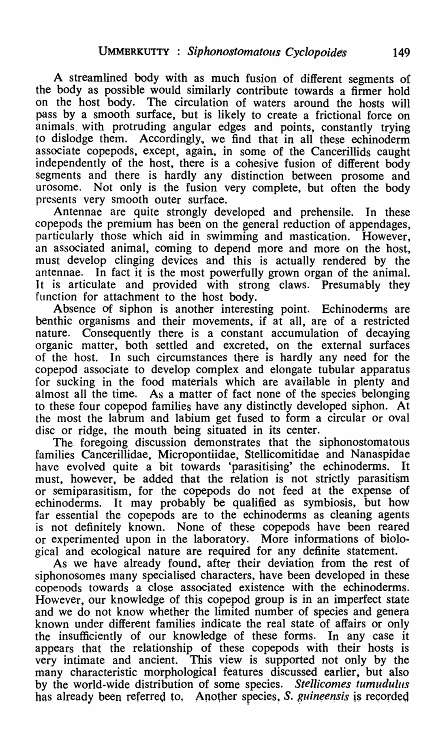A streamlined body with as much fusion of different segments of the body as possible would similarly contribute towards a firmer hold on the host body. The circulation of waters around the hosts will pass by a smooth surface, but is likely to create a frictional force on animals with protruding angular edges and points, constantly trying to dislodge them. Accordingly, we find that in all these echinoderm associate copepods, except, again, in some of the Cancerillids caught independently of the host, there is a cohesive fusion of different body segments and there is hardly any distinction between prosome and urosome. Not only is the fusion very complete, but often the body presents very smooth outer surface.

Antennae are quite strongly developed and prehensile. In these copepods the premium has been on the general reduction of appendages, particularly those which aid in swimming and mastication. However, an associated animal, coming to depend more and more on the host, must develop clinging devices and this is actually rendered by the antennae. In fact it is the most powerfully grown organ of the animal. It is articulate and provided with strong claws. Presumably they function for attachment to the host body.

Absence of siphon is another interesting point. Echinoderms are benthic organisms and their movements, if at all, are of a restricted nature. Consequently there is a constant accumulation of decaying organic matter, both settled and excreted, on the external surfaces of the host. In such circumstances there is hardly any need for the copepod associate to develop complex and elongate tubular apparatus for sucking in the food materials which are available in plenty and almost all the time. As a matter of fact none of the species belonging to these four copepod families have any distinctly developed siphon. At the most the labrum and labium get fused to form a circular or oval disc or ridge, the mouth being situated in its center.

The foregoing discussion demonstrates that the siphonostomatous families Cancerillidae, Micropontiidae, Stellicomitidae and Nanaspidae have evolved quite a bit towards 'parasitising' the echinoderms. It must, however, be added that the relation is not strictly parasitism or semiparasitism, for the copepods do not feed at the expense of echinoderms. It may probably be qualified as symbiosis, but how far essential the copepods are to the echinoderms as cleaning agents is not definitely known. None of these copepods have been reared or experimented upon in the laboratory. More informations of biological and ecological nature are required for any definite statement.

As we have already found, after their deviation from the rest of siphonosomes many specialised characters, have been developed in these copepods towards a close associated existence with the echinoderms. However, our knowledge of this copepod group is in an imperfect state and we do not know whether the limited number of species and genera known under different families indicate the real state of affairs or only the insufficiently of our knowledge of these forms. In any case it appears that the relationship of these copepods with their hosts is very intimate and ancient. This view is supported not only by the many characteristic morphological features discussed earlier, but also by the world-wide distribution of some species. *Stellicomes tumudulus* has already been referred to, Another species, *S. guineensis* is recorded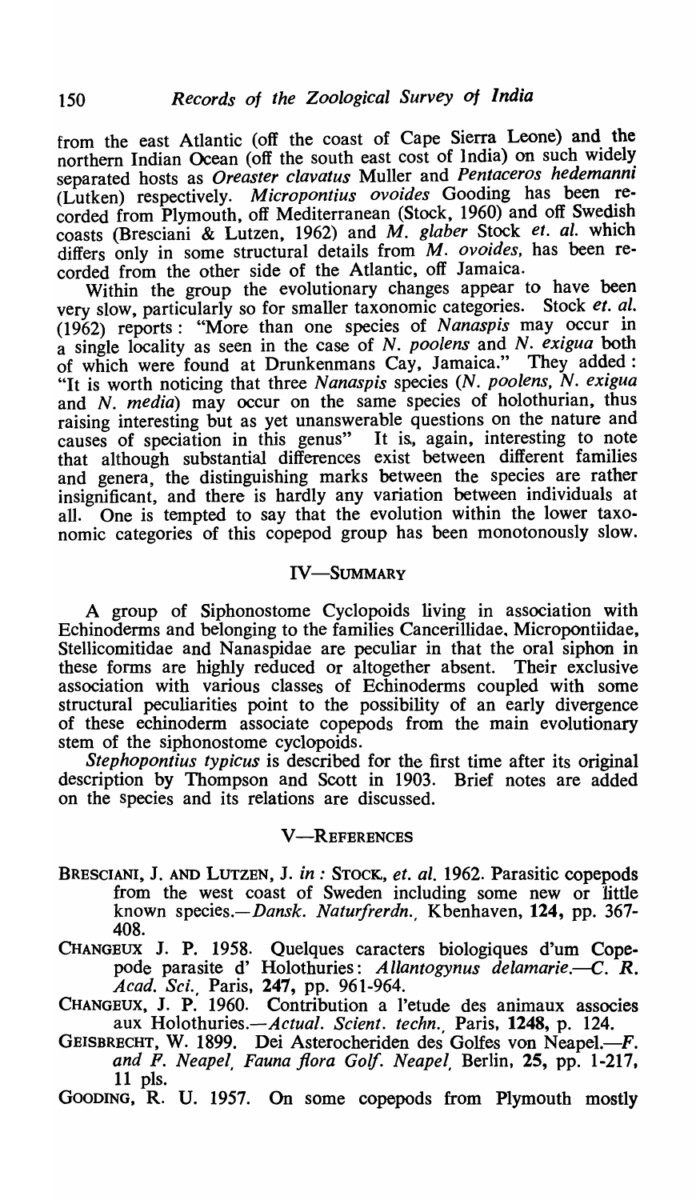from the east Atlantic (off the coast of Cape Sierra Leone) and the northern Indian Ocean (off the south east cost of India) on such widely separated hosts as *Oreaster clavatus* Muller and *Pentaceros hedemanni* (Lutken) respectively. *Micropontius ovoides* Gooding has been recorded from Plymouth, off Mediterranean (Stock, 1960) and off Swedish coasts (Bresciani & Lutzen, 1962) and *M. glaber* Stock *et. al.* which differs only in some structural details from *M. ovoides*, has been recorded from the other side of the Atlantic, off Jamaica.

Within the group the evolutionary changes appear to have been very slow, particularly so for smaller taxonomic categories. Stock *et. al.* (1962) reports: "More than one species of *Nanaspis* may occur in a single locality as seen in the case of *N. poolens* and *N. exigua* both of which were found at Drunkenmans Cay, Jamaica." They added: "It is worth noticing that three *Nanaspis* species (*N. poolens, N. exigua* and *N. media*) may occur on the same species of holothurian, thus raising interesting but as yet unanswerable questions on the nature and causes of speciation in this genus" It is, again, interesting to note that although substantial differences exist between different families and genera, the distinguishing marks between the species are rather insignificant, and there is hardly any variation between individuals at all. One is tempted to say that the evolution within the lower taxonomic categories of this copepod group has been monotonously slow.

## IV—Summary

A group of Siphonostome Cyclopoids living in association with Echinoderms and belonging to the families Cancerillidae, Micropontiidae, Stellicomitidae and Nanaspidae are peculiar in that the oral siphon in these forms are highly reduced or altogether absent. Their exclusive association with various classes of Echinoderms coupled with some structural peculiarities point to the possibility of an early divergence of these echinoderm associate copepods from the main evolutionary stem of the siphonostome cyclopoids.

*Stephopontius typicus* is described for the first time after its original description by Thompson and Scott in 1903. Brief notes are added on the species and its relations are discussed.

## V—References

BRESCIANI, J. AND LUTZEN, J. *in* : STOCK, *et. al.* 1962. Parasitic copepods from the west coast of Sweden including some new or little known species.—*Dansk. Naturfrerdn.*, Kbenhaven, **124**, pp. 367-408.

CHANGEUX J. P. 1958. Quelques caracters biologiques d'um Copepode parasite d' Holothuries: *Allantogynus delamarie*.—*C. R. Acad. Sci.*, Paris, **247**, pp. 961-964.

CHANGEUX, J. P. 1960. Contribution a l'etude des animaux associes aux Holothuries.—*Actual. Scient. techn.*, Paris, **1248**, p. 124.

GEISBRECHT, W. 1899. Dei Asterocheriden des Golfes von Neapel.—*F. and F. Neapel, Fauna flora Golf. Neapel*, Berlin, **25**, pp. 1-217, 11 pls.

GOODING, R. U. 1957. On some copepods from Plymouth mostly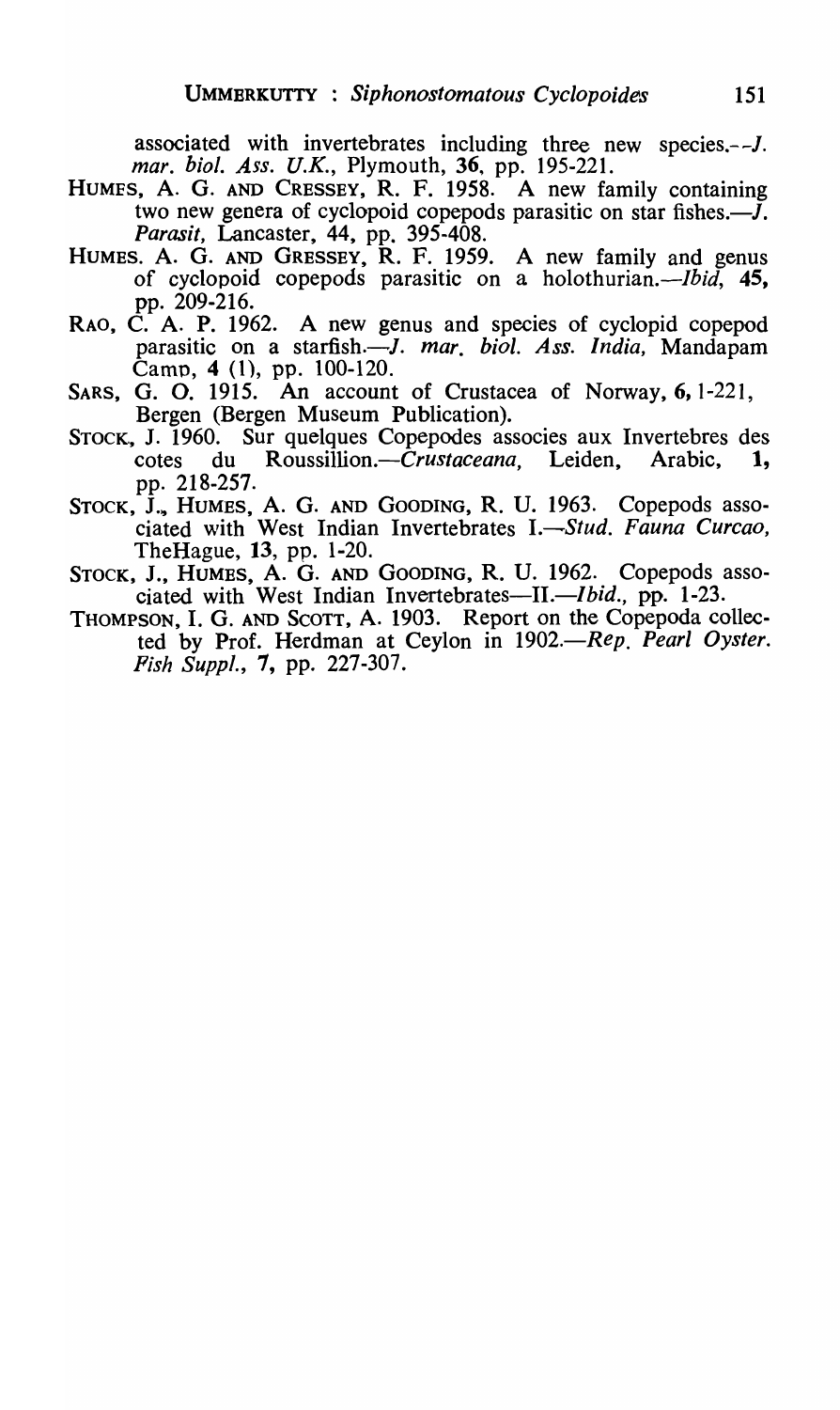associated with invertebrates including three new species.--*J. mar. biol. Ass. U.K.*, Plymouth, **36**, pp. 195-221.

HUMES, A. G. AND CRESSEY, R. F. 1958. A new family containing two new genera of cyclopoid copepods parasitic on star fishes.—*J. Parasit*, Lancaster, 44, pp. 395-408.

HUMES. A. G. AND GRESSEY, R. F. 1959. A new family and genus of cyclopoid copepods parasitic on a holothurian.—*Ibid*, **45**, pp. 209-216.

RAO, C. A. P. 1962. A new genus and species of cyclopid copepod parasitic on a starfish.—*J. mar. biol. Ass. India*, Mandapam Camp, **4** (1), pp. 100-120.

SARS, G. O. 1915. An account of Crustacea of Norway, **6**, 1-221, Bergen (Bergen Museum Publication).

STOCK, J. 1960. Sur quelques Copepodes associes aux Invertebres des cotes du Roussillion.—*Crustaceana*, Leiden, Arabic, **1**, pp. 218-257.

STOCK, J., HUMES, A. G. AND GOODING, R. U. 1963. Copepods associated with West Indian Invertebrates I.—*Stud. Fauna Curcao*, TheHague, **13**, pp. 1-20.

STOCK, J., HUMES, A. G. AND GOODING, R. U. 1962. Copepods associated with West Indian Invertebrates—II.—*Ibid.*, pp. 1-23.

THOMPSON, I. G. AND SCOTT, A. 1903. Report on the Copepoda collected by Prof. Herdman at Ceylon in 1902.—*Rep. Pearl Oyster. Fish Suppl.*, **7**, pp. 227-307.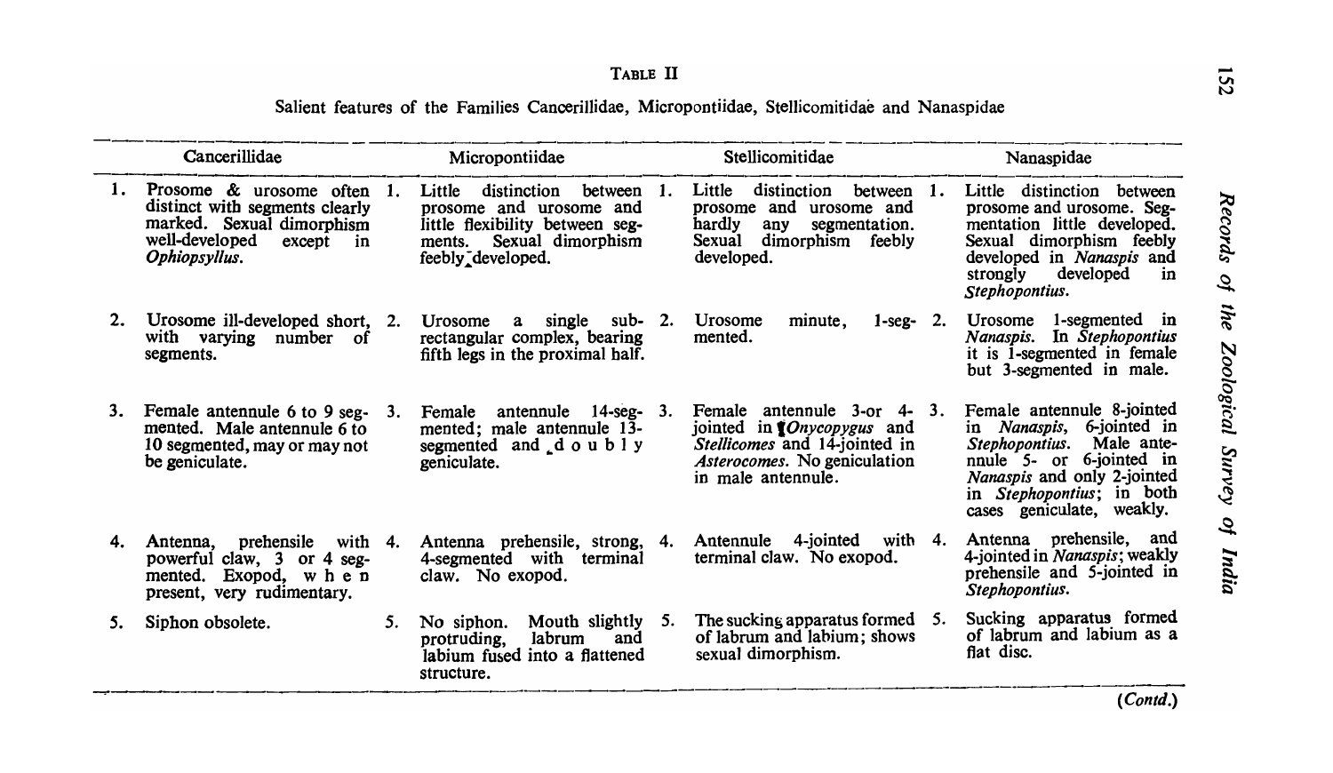TABLE II

Salient features of the Families Cancerillidae, Micropontiidae, Stellicomitidae and Nanaspidae

| | Cancerillidae | | Micropontiidae | | Stellicomitidae | | Nanaspidae |
|---|---|---|---|---|---|---|---|
| 1. | Prosome & urosome often distinct with segments clearly marked. Sexual dimorphism well-developed except in *Ophiopsyllus*. | 1. | Little distinction between prosome and urosome and little flexibility between segments. Sexual dimorphism feebly developed. | 1. | Little distinction between prosome and urosome and hardly any segmentation. Sexual dimorphism feebly developed. | 1. | Little distinction between prosome and urosome. Segmentation little developed. Sexual dimorphism feebly developed in *Nanaspis* and strongly developed in *Stephopontius*. |
| 2. | Urosome ill-developed short, with varying number of segments. | 2. | Urosome a single sub-rectangular complex, bearing fifth legs in the proximal half. | 2. | Urosome minute, 1-segmented. | 2. | Urosome 1-segmented in *Nanaspis*. In *Stephopontius* it is 1-segmented in female but 3-segmented in male. |
| 3. | Female antennule 6 to 9 segmented. Male antennule 6 to 10 segmented, may or may not be geniculate. | 3. | Female antennule 14-segmented; male antennule 13-segmented and doubly geniculate. | 3. | Female antennule 3-or 4-jointed in *Onycopygus* and *Stellicomes* and 14-jointed in *Asterocomes*. No geniculation in male antennule. | 3. | Female antennule 8-jointed in *Nanaspis*, 6-jointed in *Stephopontius*. Male antennule 5- or 6-jointed in *Nanaspis* and only 2-jointed in *Stephopontius*; in both cases geniculate, weakly. |
| 4. | Antenna, prehensile with powerful claw, 3 or 4 segmented. Exopod, when present, very rudimentary. | 4. | Antenna prehensile, strong, 4-segmented with terminal claw. No exopod. | 4. | Antennule 4-jointed with terminal claw. No exopod. | 4. | Antenna prehensile, and 4-jointed in *Nanaspis*; weakly prehensile and 5-jointed in *Stephopontius*. |
| 5. | Siphon obsolete. | 5. | No siphon. Mouth slightly protruding, labrum and labium fused into a flattened structure. | 5. | The sucking apparatus formed of labrum and labium; shows sexual dimorphism. | 5. | Sucking apparatus formed of labrum and labium as a flat disc. |

(*Contd.*)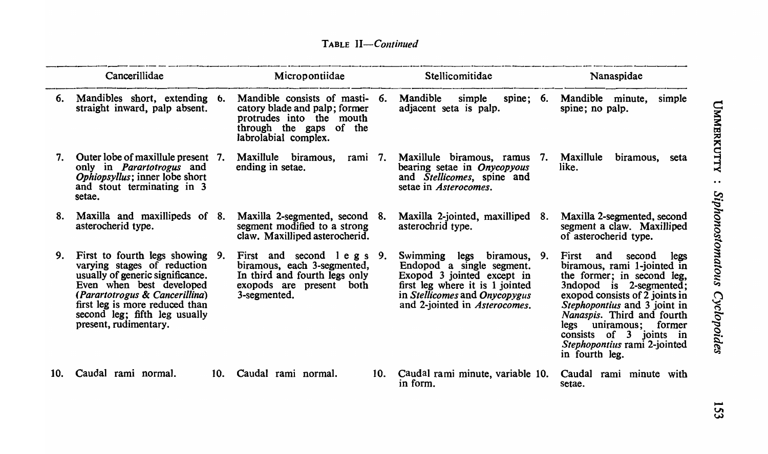TABLE II—*Continued*

| Cancerillidae | Micropontiidae | Stellicomitidae | Nanaspidae |
|---|---|---|---|
| 6. Mandibles short, extending straight inward, palp absent. | 6. Mandible consists of masticatory blade and palp; former protrudes into the mouth through the gaps of the labrolabial complex. | 6. Mandible simple spine; adjacent seta is palp. | 6. Mandible minute, simple spine; no palp. |
| 7. Outer lobe of maxillule present only in *Parartotrogus* and *Ophiopsyllus*; inner lobe short and stout terminating in 3 setae. | 7. Maxillule biramous, rami ending in setae. | 7. Maxillule biramous, ramus bearing setae in *Onycopyous* and *Stellicomes*, spine and setae in *Asterocomes*. | 7. Maxillule biramous, seta like. |
| 8. Maxilla and maxillipeds of asterocherid type. | 8. Maxilla 2-segmented, second segment modified to a strong claw. Maxilliped asterocherid. | 8. Maxilla 2-jointed, maxilliped asterochrid type. | 8. Maxilla 2-segmented, second segment a claw. Maxilliped of asterocherid type. |
| 9. First to fourth legs showing varying stages of reduction usually of generic significance. Even when best developed (*Parartotrogus & Cancerillina*) first leg is more reduced than second leg; fifth leg usually present, rudimentary. | 9. First and second legs biramous, each 3-segmented, In third and fourth legs only exopods are present both 3-segmented. | 9. Swimming legs biramous, Endopod a single segment. Exopod 3 jointed except in first leg where it is 1 jointed in *Stellicomes* and *Onycopygus* and 2-jointed in *Asterocomes*. | 9. First and second legs biramous, rami 1-jointed in the former; in second leg, 3ndopod is 2-segmented; exopod consists of 2 joints in *Stephopontius* and 3 joint in *Nanaspis*. Third and fourth legs uniramous; former consists of 3 joints in *Stephopontius* rami 2-jointed in fourth leg. |
| 10. Caudal rami normal. | 10. Caudal rami normal. | 10. Caudal rami minute, variable in form. | 10. Caudal rami minute with setae. |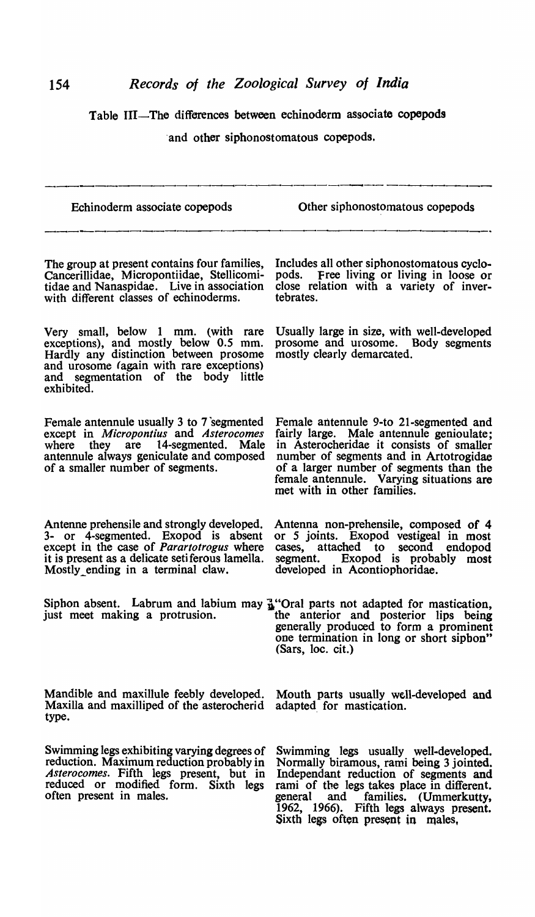Table III—The differences between echinoderm associate copepods and other siphonostomatous copepods.

| Echinoderm associate copepods | Other siphonostomatous copepods |
|---|---|
| The group at present contains four families, Cancerillidae, Micropontiidae, Stellicomitidae and Nanaspidae. Live in association with different classes of echinoderms. | Includes all other siphonostomatous cyclopods. Free living or living in loose or close relation with a variety of invertebrates. |
| Very small, below 1 mm. (with rare exceptions), and mostly below 0.5 mm. Hardly any distinction between prosome and urosome (again with rare exceptions) and segmentation of the body little exhibited. | Usually large in size, with well-developed prosome and urosome. Body segments mostly clearly demarcated. |
| Female antennule usually 3 to 7 segmented except in *Micropontius* and *Asterocomes* where they are 14-segmented. Male antennule always geniculate and composed of a smaller number of segments. | Female antennule 9-to 21-segmented and fairly large. Male antennule genioulate; in Asterocheridae it consists of smaller number of segments and in Artotrogidae of a larger number of segments than the female antennule. Varying situations are met with in other families. |
| Antenne prehensile and strongly developed. 3- or 4-segmented. Exopod is absent except in the case of *Parartotrogus* where it is present as a delicate setiferous lamella. Mostly ending in a terminal claw. | Antenna non-prehensile, composed of 4 or 5 joints. Exopod vestigeal in most cases, attached to second endopod segment. Exopod is probably most developed in Acontiophoridae. |
| Siphon absent. Labrum and labium may just meet making a protrusion. | "Oral parts not adapted for mastication, the anterior and posterior lips being generally produced to form a prominent one termination in long or short siphon" (Sars, loc. cit.) |
| Mandible and maxillule feebly developed. Maxilla and maxilliped of the asterocherid type. | Mouth parts usually well-developed and adapted for mastication. |
| Swimming legs exhibiting varying degrees of reduction. Maximum reduction probably in *Asterocomes*. Fifth legs present, but in reduced or modified form. Sixth legs often present in males. | Swimming legs usually well-developed. Normally biramous, rami being 3 jointed. Independant reduction of segments and rami of the legs takes place in different. general and families. (Ummerkutty, 1962, 1966). Fifth legs always present. Sixth legs often present in males, |